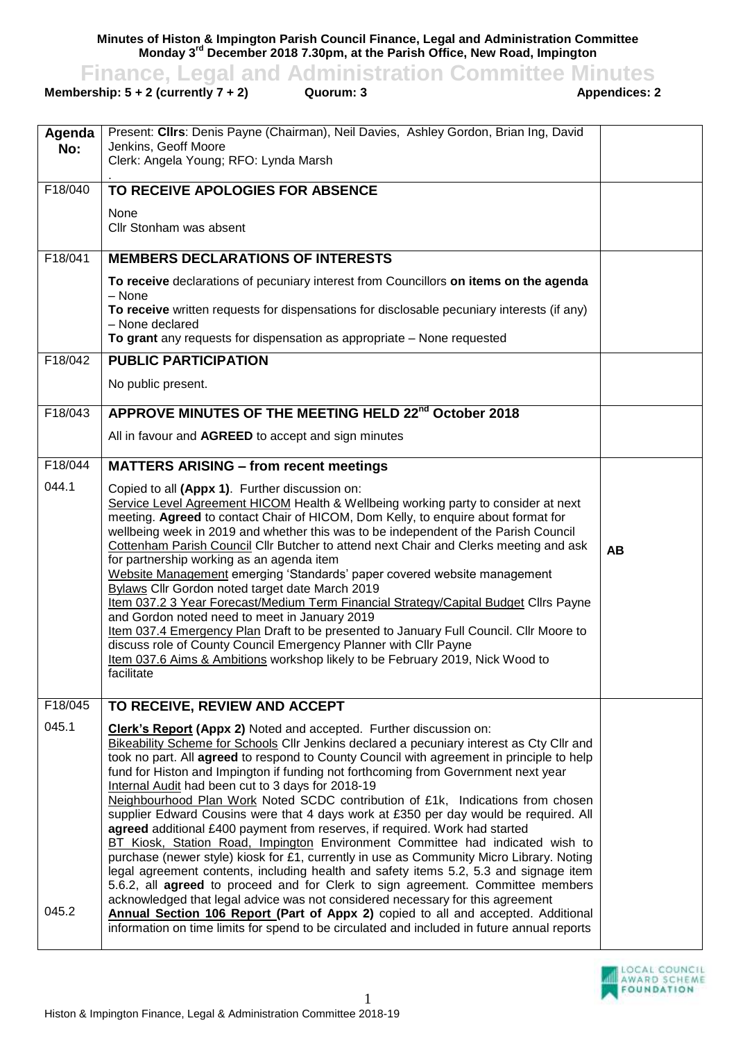**Minutes of Histon & Impington Parish Council Finance, Legal and Administration Committee**
**Monday 3rd December 2018 7.30pm, at the Parish Office, New Road, Impington**

# Finance, Legal and Administration Committee Minutes

**Membership: 5 + 2 (currently 7 + 2)** **Quorum: 3** **Appendices: 2**

| Agenda No: | Present: **Cllrs**: Denis Payne (Chairman), Neil Davies, Ashley Gordon, Brian Ing, David Jenkins, Geoff Moore<br>Clerk: Angela Young; RFO: Lynda Marsh<br>. | |
|---|---|---|
| F18/040 | **TO RECEIVE APOLOGIES FOR ABSENCE**<br><br>None<br>Cllr Stonham was absent | |
| F18/041 | **MEMBERS DECLARATIONS OF INTERESTS**<br><br>**To receive** declarations of pecuniary interest from Councillors **on items on the agenda** – None<br>**To receive** written requests for dispensations for disclosable pecuniary interests (if any) – None declared<br>**To grant** any requests for dispensation as appropriate – None requested | |
| F18/042 | **PUBLIC PARTICIPATION**<br><br>No public present. | |
| F18/043 | **APPROVE MINUTES OF THE MEETING HELD 22nd October 2018**<br><br>All in favour and **AGREED** to accept and sign minutes | |
| F18/044 | **MATTERS ARISING – from recent meetings** | |
| 044.1 | Copied to all **(Appx 1)**. Further discussion on:<br>Service Level Agreement HICOM Health & Wellbeing working party to consider at next meeting. **Agreed** to contact Chair of HICOM, Dom Kelly, to enquire about format for wellbeing week in 2019 and whether this was to be independent of the Parish Council<br>Cottenham Parish Council Cllr Butcher to attend next Chair and Clerks meeting and ask for partnership working as an agenda item<br>Website Management emerging 'Standards' paper covered website management<br>Bylaws Cllr Gordon noted target date March 2019<br>Item 037.2 3 Year Forecast/Medium Term Financial Strategy/Capital Budget Cllrs Payne and Gordon noted need to meet in January 2019<br>Item 037.4 Emergency Plan Draft to be presented to January Full Council. Cllr Moore to discuss role of County Council Emergency Planner with Cllr Payne<br>Item 037.6 Aims & Ambitions workshop likely to be February 2019, Nick Wood to facilitate | **AB** |
| F18/045 | **TO RECEIVE, REVIEW AND ACCEPT** | |
| 045.1 | **Clerk's Report (Appx 2)** Noted and accepted. Further discussion on:<br>Bikeability Scheme for Schools Cllr Jenkins declared a pecuniary interest as Cty Cllr and took no part. All **agreed** to respond to County Council with agreement in principle to help fund for Histon and Impington if funding not forthcoming from Government next year<br>Internal Audit had been cut to 3 days for 2018-19<br>Neighbourhood Plan Work Noted SCDC contribution of £1k, Indications from chosen supplier Edward Cousins were that 4 days work at £350 per day would be required. All **agreed** additional £400 payment from reserves, if required. Work had started<br>BT Kiosk, Station Road, Impington Environment Committee had indicated wish to purchase (newer style) kiosk for £1, currently in use as Community Micro Library. Noting legal agreement contents, including health and safety items 5.2, 5.3 and signage item 5.6.2, all **agreed** to proceed and for Clerk to sign agreement. Committee members acknowledged that legal advice was not considered necessary for this agreement | |
| 045.2 | **Annual Section 106 Report (Part of Appx 2)** copied to all and accepted. Additional information on time limits for spend to be circulated and included in future annual reports | |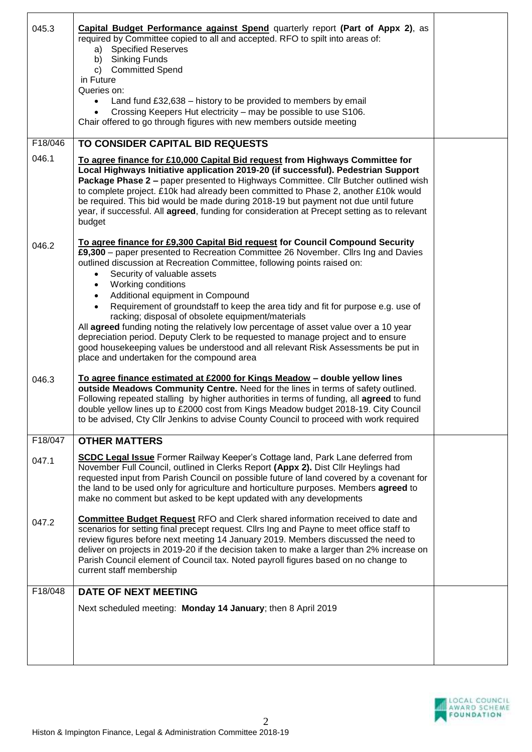| | | |
|---|---|---|
| 045.3 | **Capital Budget Performance against Spend** quarterly report **(Part of Appx 2)**, as required by Committee copied to all and accepted. RFO to spilt into areas of:<br>a) Specified Reserves<br>b) Sinking Funds<br>c) Committed Spend<br>in Future<br>Queries on:<br>• Land fund £32,638 – history to be provided to members by email<br>• Crossing Keepers Hut electricity – may be possible to use S106.<br>Chair offered to go through figures with new members outside meeting | |
| F18/046 | **TO CONSIDER CAPITAL BID REQUESTS** | |
| 046.1 | **To agree finance for £10,000 Capital Bid request from Highways Committee for Local Highways Initiative application 2019-20 (if successful). Pedestrian Support Package Phase 2 –** paper presented to Highways Committee. Cllr Butcher outlined wish to complete project. £10k had already been committed to Phase 2, another £10k would be required. This bid would be made during 2018-19 but payment not due until future year, if successful. All **agreed**, funding for consideration at Precept setting as to relevant budget | |
| 046.2 | **To agree finance for £9,300 Capital Bid request for Council Compound Security £9,300** – paper presented to Recreation Committee 26 November. Cllrs Ing and Davies outlined discussion at Recreation Committee, following points raised on:<br>• Security of valuable assets<br>• Working conditions<br>• Additional equipment in Compound<br>• Requirement of groundstaff to keep the area tidy and fit for purpose e.g. use of racking; disposal of obsolete equipment/materials<br>All **agreed** funding noting the relatively low percentage of asset value over a 10 year depreciation period. Deputy Clerk to be requested to manage project and to ensure good housekeeping values be understood and all relevant Risk Assessments be put in place and undertaken for the compound area | |
| 046.3 | **To agree finance estimated at £2000 for Kings Meadow – double yellow lines outside Meadows Community Centre.** Need for the lines in terms of safety outlined. Following repeated stalling by higher authorities in terms of funding, all **agreed** to fund double yellow lines up to £2000 cost from Kings Meadow budget 2018-19. City Council to be advised, Cty Cllr Jenkins to advise County Council to proceed with work required | |
| F18/047 | **OTHER MATTERS** | |
| 047.1 | **SCDC Legal Issue** Former Railway Keeper's Cottage land, Park Lane deferred from November Full Council, outlined in Clerks Report **(Appx 2).** Dist Cllr Heylings had requested input from Parish Council on possible future of land covered by a covenant for the land to be used only for agriculture and horticulture purposes. Members **agreed** to make no comment but asked to be kept updated with any developments | |
| 047.2 | **Committee Budget Request** RFO and Clerk shared information received to date and scenarios for setting final precept request. Cllrs Ing and Payne to meet office staff to review figures before next meeting 14 January 2019. Members discussed the need to deliver on projects in 2019-20 if the decision taken to make a larger than 2% increase on Parish Council element of Council tax. Noted payroll figures based on no change to current staff membership | |
| F18/048 | **DATE OF NEXT MEETING**<br>Next scheduled meeting: **Monday 14 January**; then 8 April 2019 | |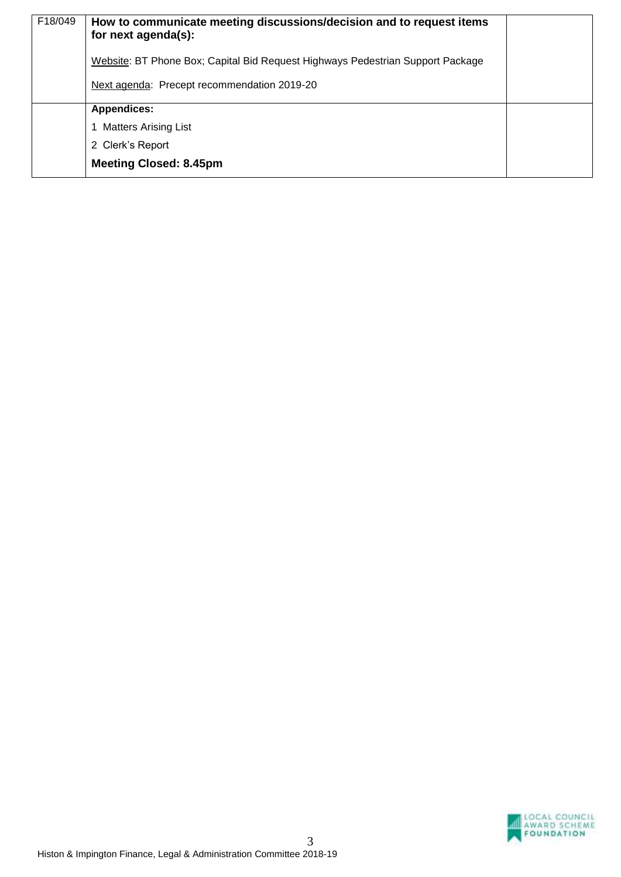| | | |
|---|---|---|
| F18/049 | **How to communicate meeting discussions/decision and to request items for next agenda(s):**<br><br>Website: BT Phone Box; Capital Bid Request Highways Pedestrian Support Package<br><br>Next agenda: Precept recommendation 2019-20 | |
| | **Appendices:**<br>1 Matters Arising List<br>2 Clerk's Report<br>**Meeting Closed: 8.45pm** | |